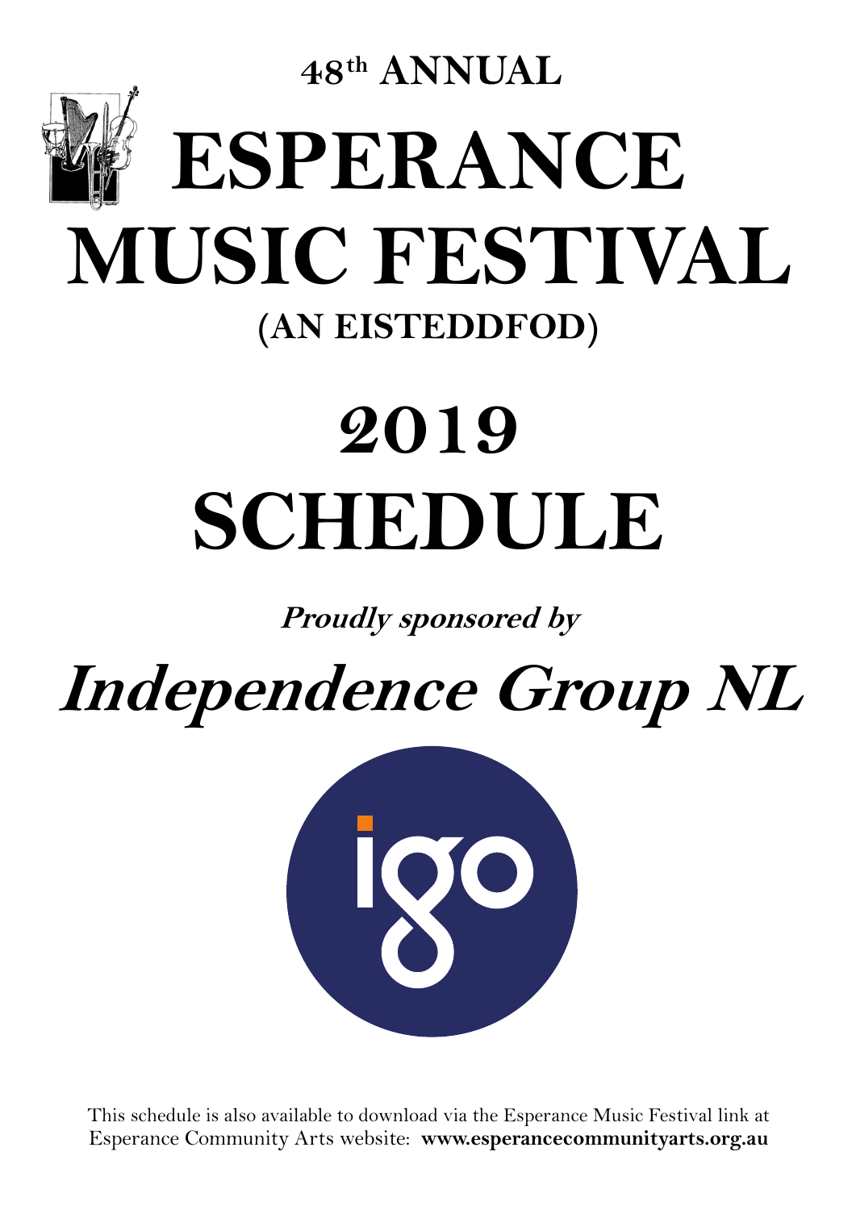**48th ANNUAL**

# ESPERANCE MUSIC FESTIVAL

## (AN EISTEDDFOD)

# 2019 SCHEDULE

***Proudly sponsored by***

# *Independence Group NL*

igo

This schedule is also available to download via the Esperance Music Festival link at Esperance Community Arts website: **www.esperancecommunityarts.org.au**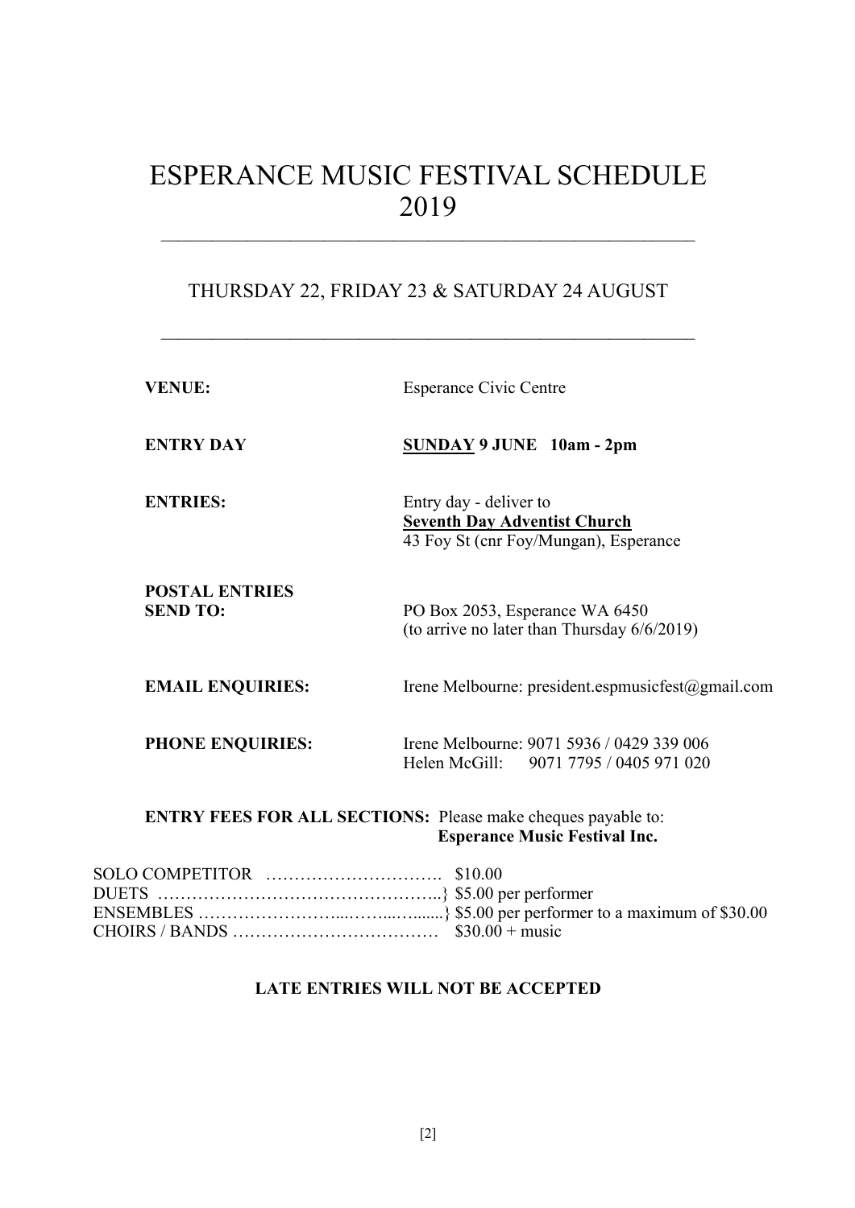# ESPERANCE MUSIC FESTIVAL SCHEDULE 2019

---

THURSDAY 22, FRIDAY 23 & SATURDAY 24 AUGUST

---

| | |
|---|---|
| **VENUE:** | Esperance Civic Centre |
| **ENTRY DAY** | **SUNDAY 9 JUNE 10am - 2pm** |
| **ENTRIES:** | Entry day - deliver to **Seventh Day Adventist Church** 43 Foy St (cnr Foy/Mungan), Esperance |
| **POSTAL ENTRIES SEND TO:** | PO Box 2053, Esperance WA 6450 (to arrive no later than Thursday 6/6/2019) |
| **EMAIL ENQUIRIES:** | Irene Melbourne: president.espmusicfest@gmail.com |
| **PHONE ENQUIRIES:** | Irene Melbourne: 9071 5936 / 0429 339 006<br>Helen McGill: 9071 7795 / 0405 971 020 |

**ENTRY FEES FOR ALL SECTIONS:** Please make cheques payable to: **Esperance Music Festival Inc.**

SOLO COMPETITOR ………………………….. $10.00
DUETS …………………………………………..} $5.00 per performer
ENSEMBLES ……………………...……...…......} $5.00 per performer to a maximum of $30.00
CHOIRS / BANDS ……………………………… $30.00 + music

**LATE ENTRIES WILL NOT BE ACCEPTED**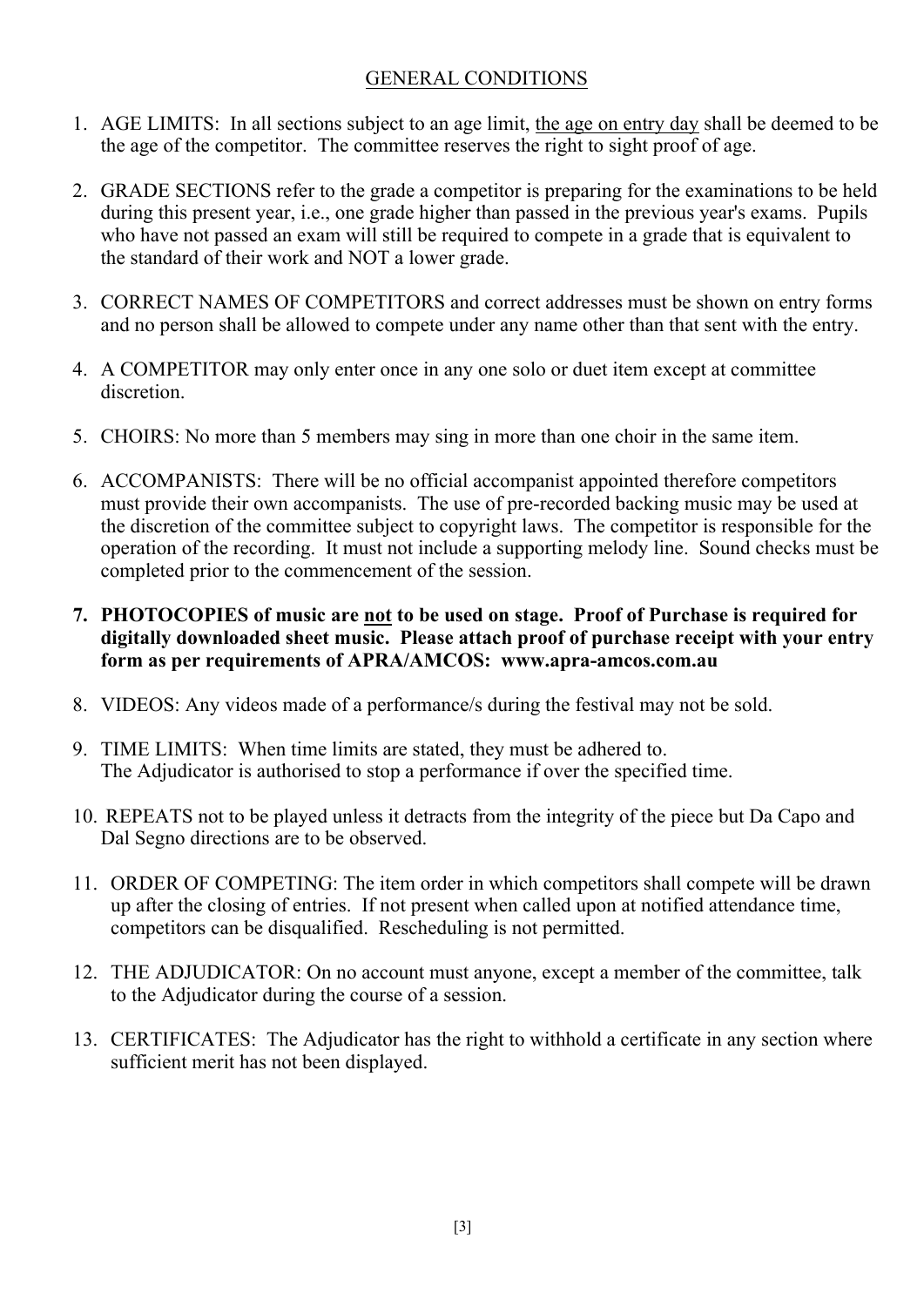# GENERAL CONDITIONS

1. AGE LIMITS: In all sections subject to an age limit, the age on entry day shall be deemed to be the age of the competitor. The committee reserves the right to sight proof of age.

2. GRADE SECTIONS refer to the grade a competitor is preparing for the examinations to be held during this present year, i.e., one grade higher than passed in the previous year's exams. Pupils who have not passed an exam will still be required to compete in a grade that is equivalent to the standard of their work and NOT a lower grade.

3. CORRECT NAMES OF COMPETITORS and correct addresses must be shown on entry forms and no person shall be allowed to compete under any name other than that sent with the entry.

4. A COMPETITOR may only enter once in any one solo or duet item except at committee discretion.

5. CHOIRS: No more than 5 members may sing in more than one choir in the same item.

6. ACCOMPANISTS: There will be no official accompanist appointed therefore competitors must provide their own accompanists. The use of pre-recorded backing music may be used at the discretion of the committee subject to copyright laws. The competitor is responsible for the operation of the recording. It must not include a supporting melody line. Sound checks must be completed prior to the commencement of the session.

7. **PHOTOCOPIES of music are not to be used on stage. Proof of Purchase is required for digitally downloaded sheet music. Please attach proof of purchase receipt with your entry form as per requirements of APRA/AMCOS: www.apra-amcos.com.au**

8. VIDEOS: Any videos made of a performance/s during the festival may not be sold.

9. TIME LIMITS: When time limits are stated, they must be adhered to.
   The Adjudicator is authorised to stop a performance if over the specified time.

10. REPEATS not to be played unless it detracts from the integrity of the piece but Da Capo and Dal Segno directions are to be observed.

11. ORDER OF COMPETING: The item order in which competitors shall compete will be drawn up after the closing of entries. If not present when called upon at notified attendance time, competitors can be disqualified. Rescheduling is not permitted.

12. THE ADJUDICATOR: On no account must anyone, except a member of the committee, talk to the Adjudicator during the course of a session.

13. CERTIFICATES: The Adjudicator has the right to withhold a certificate in any section where sufficient merit has not been displayed.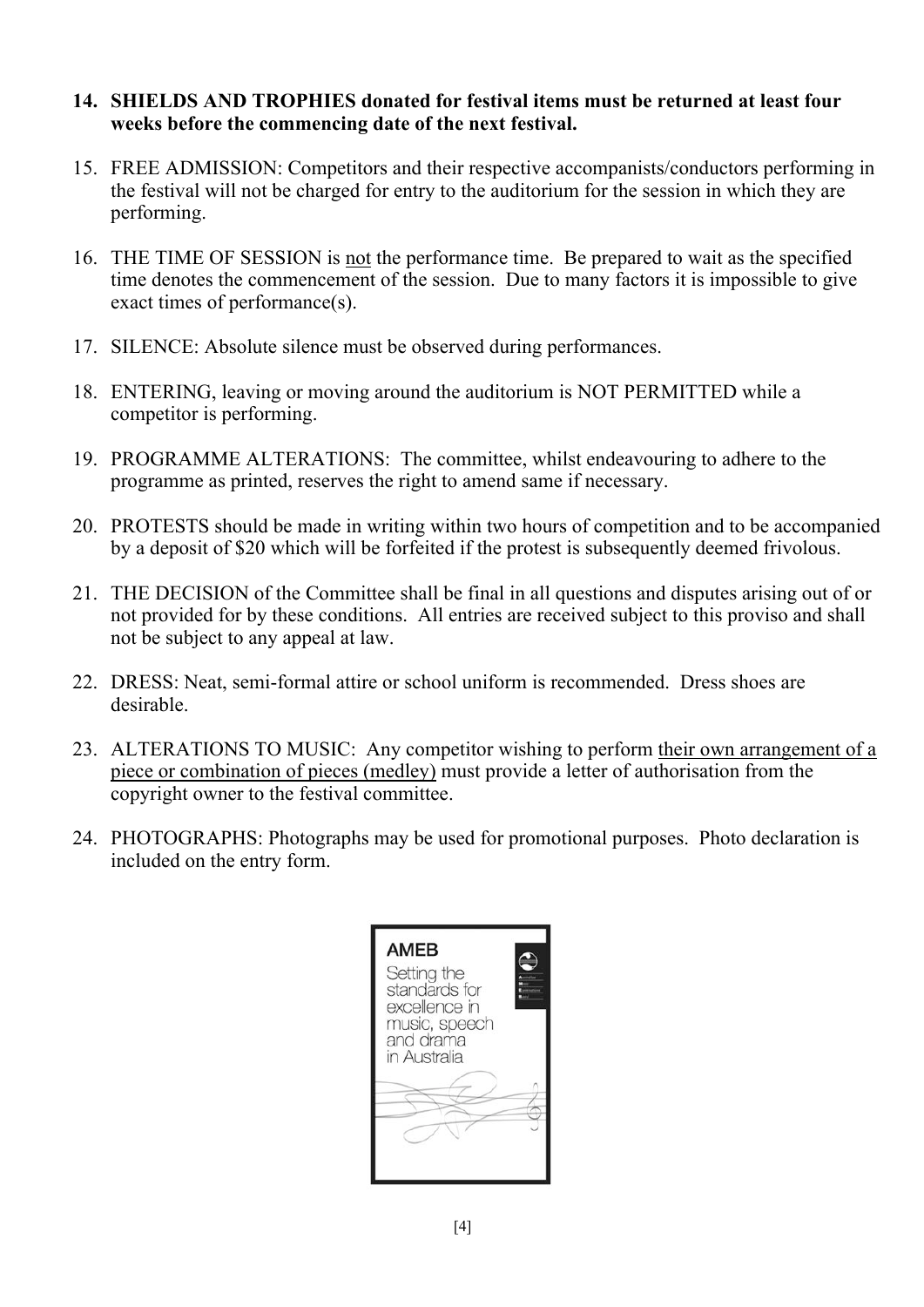14. **SHIELDS AND TROPHIES donated for festival items must be returned at least four weeks before the commencing date of the next festival.**

15. FREE ADMISSION: Competitors and their respective accompanists/conductors performing in the festival will not be charged for entry to the auditorium for the session in which they are performing.

16. THE TIME OF SESSION is not the performance time. Be prepared to wait as the specified time denotes the commencement of the session. Due to many factors it is impossible to give exact times of performance(s).

17. SILENCE: Absolute silence must be observed during performances.

18. ENTERING, leaving or moving around the auditorium is NOT PERMITTED while a competitor is performing.

19. PROGRAMME ALTERATIONS: The committee, whilst endeavouring to adhere to the programme as printed, reserves the right to amend same if necessary.

20. PROTESTS should be made in writing within two hours of competition and to be accompanied by a deposit of $20 which will be forfeited if the protest is subsequently deemed frivolous.

21. THE DECISION of the Committee shall be final in all questions and disputes arising out of or not provided for by these conditions. All entries are received subject to this proviso and shall not be subject to any appeal at law.

22. DRESS: Neat, semi-formal attire or school uniform is recommended. Dress shoes are desirable.

23. ALTERATIONS TO MUSIC: Any competitor wishing to perform their own arrangement of a piece or combination of pieces (medley) must provide a letter of authorisation from the copyright owner to the festival committee.

24. PHOTOGRAPHS: Photographs may be used for promotional purposes. Photo declaration is included on the entry form.

AMEB

Setting the standards for excellence in music, speech and drama in Australia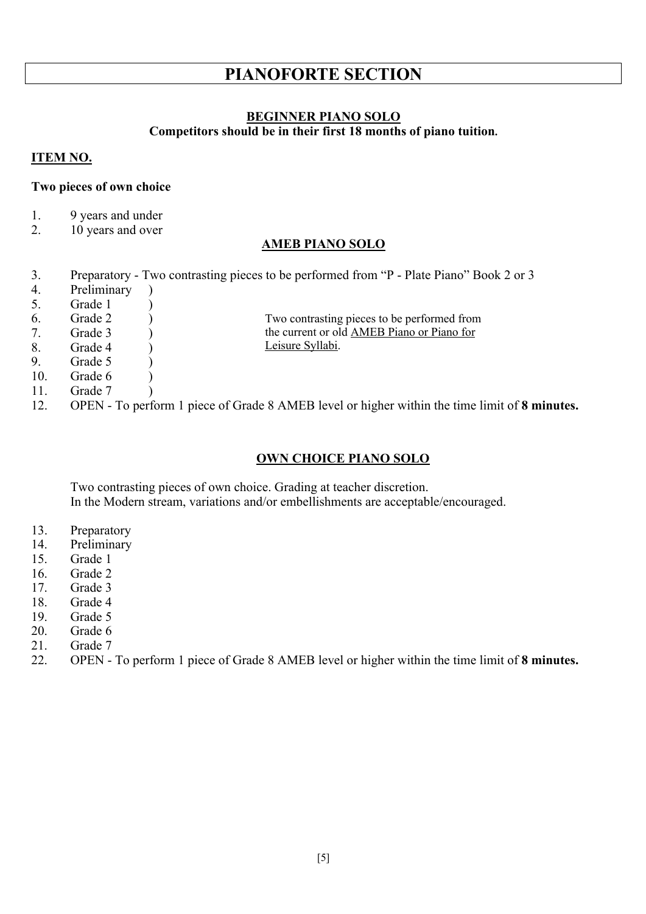# PIANOFORTE SECTION

## BEGINNER PIANO SOLO

**Competitors should be in their first 18 months of piano tuition.**

**ITEM NO.**

**Two pieces of own choice**

1. 9 years and under
2. 10 years and over

## AMEB PIANO SOLO

3. Preparatory - Two contrasting pieces to be performed from "P - Plate Piano" Book 2 or 3
4. Preliminary )
5. Grade 1 )
6. Grade 2 )
7. Grade 3 )
8. Grade 4 )
9. Grade 5 )
10. Grade 6 )
11. Grade 7 )

(Items 4–11: Two contrasting pieces to be performed from the current or old AMEB Piano or Piano for Leisure Syllabi.)

12. OPEN - To perform 1 piece of Grade 8 AMEB level or higher within the time limit of **8 minutes.**

## OWN CHOICE PIANO SOLO

Two contrasting pieces of own choice. Grading at teacher discretion.
In the Modern stream, variations and/or embellishments are acceptable/encouraged.

13. Preparatory
14. Preliminary
15. Grade 1
16. Grade 2
17. Grade 3
18. Grade 4
19. Grade 5
20. Grade 6
21. Grade 7
22. OPEN - To perform 1 piece of Grade 8 AMEB level or higher within the time limit of **8 minutes.**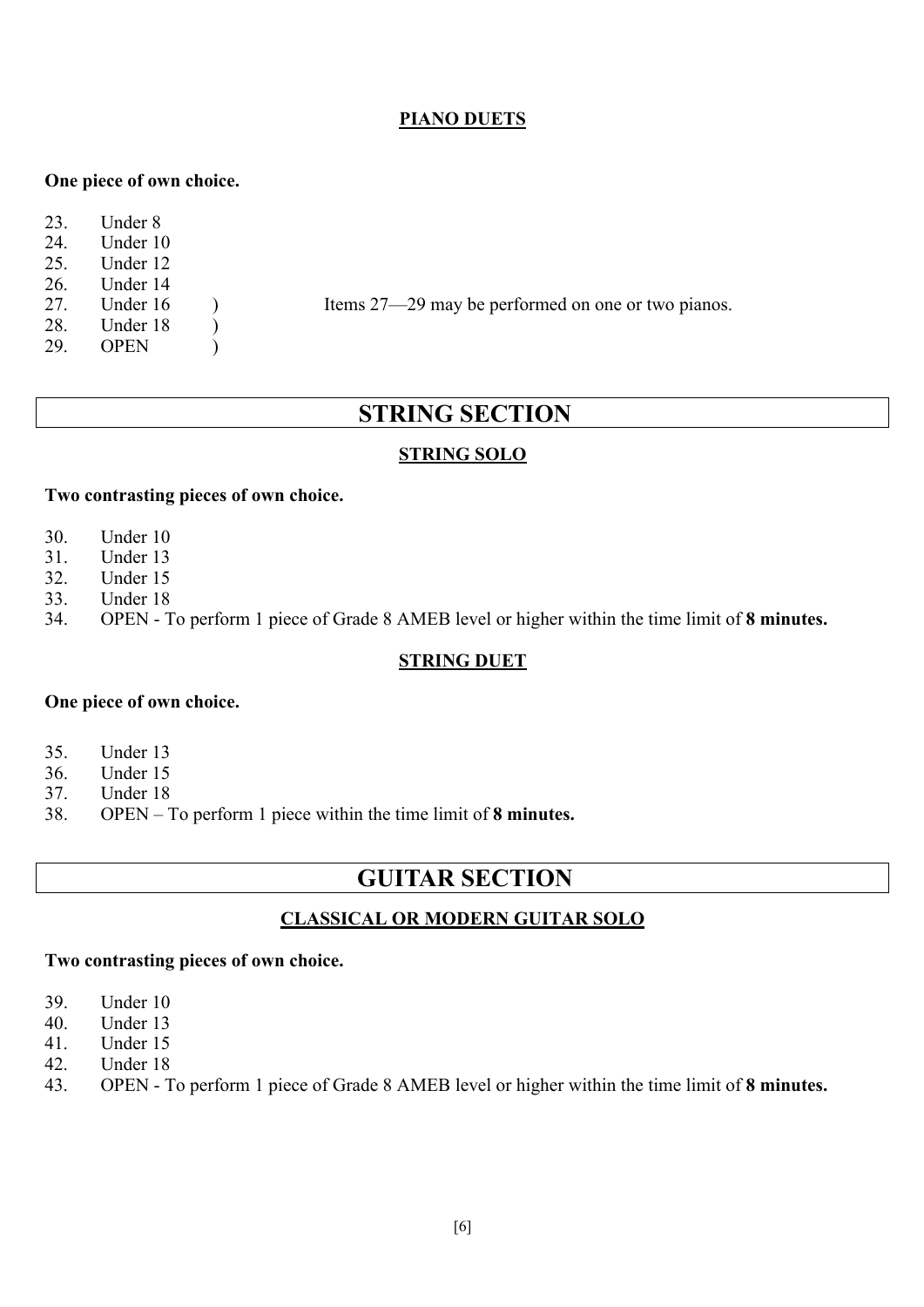### PIANO DUETS

**One piece of own choice.**

23. Under 8
24. Under 10
25. Under 12
26. Under 14
27. Under 16 ) Items 27—29 may be performed on one or two pianos.
28. Under 18 )
29. OPEN )

## STRING SECTION

### STRING SOLO

**Two contrasting pieces of own choice.**

30. Under 10
31. Under 13
32. Under 15
33. Under 18
34. OPEN - To perform 1 piece of Grade 8 AMEB level or higher within the time limit of **8 minutes.**

### STRING DUET

**One piece of own choice.**

35. Under 13
36. Under 15
37. Under 18
38. OPEN – To perform 1 piece within the time limit of **8 minutes.**

## GUITAR SECTION

### CLASSICAL OR MODERN GUITAR SOLO

**Two contrasting pieces of own choice.**

39. Under 10
40. Under 13
41. Under 15
42. Under 18
43. OPEN - To perform 1 piece of Grade 8 AMEB level or higher within the time limit of **8 minutes.**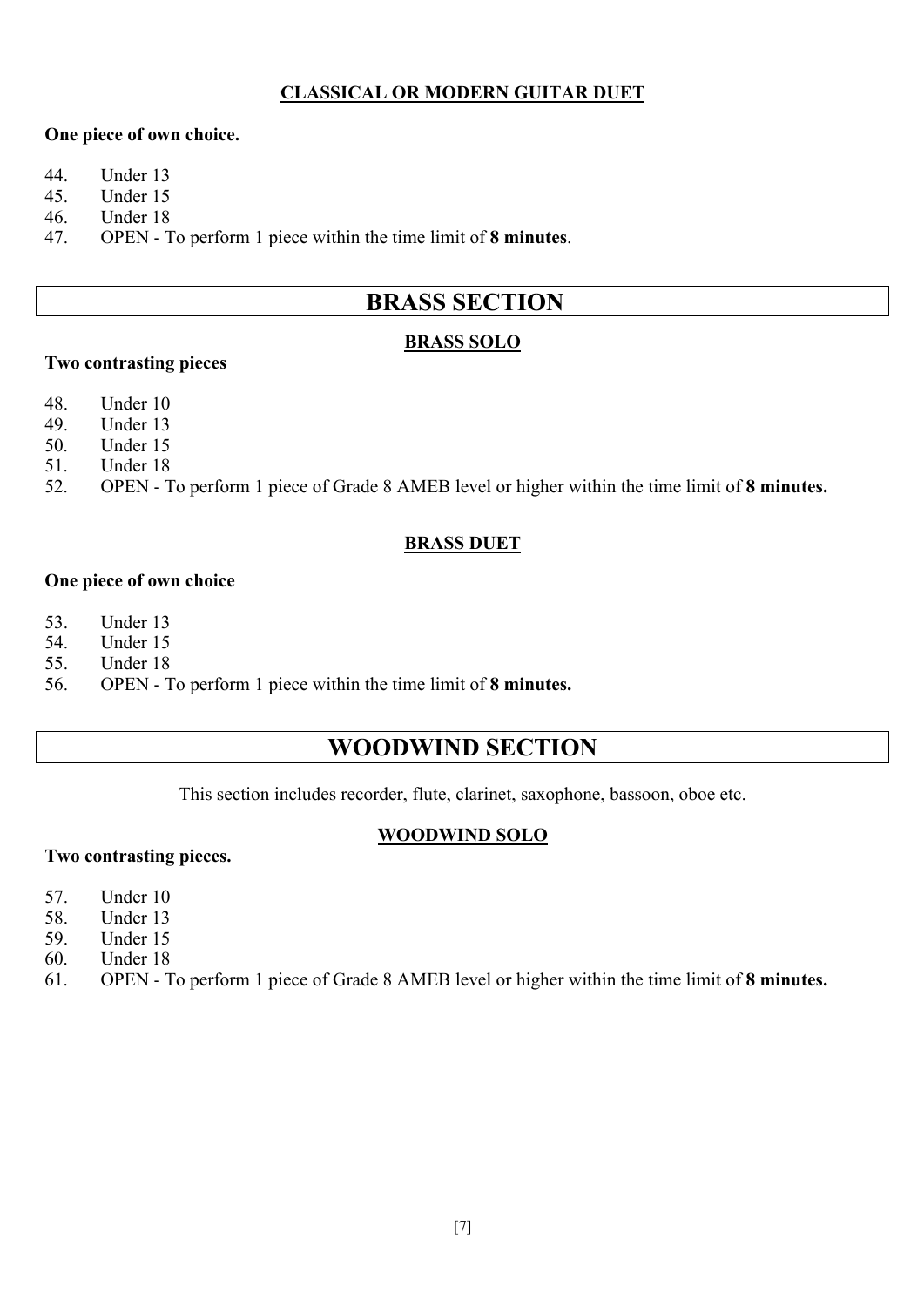### CLASSICAL OR MODERN GUITAR DUET

**One piece of own choice.**

44. Under 13
45. Under 15
46. Under 18
47. OPEN - To perform 1 piece within the time limit of **8 minutes**.

## BRASS SECTION

### BRASS SOLO

**Two contrasting pieces**

48. Under 10
49. Under 13
50. Under 15
51. Under 18
52. OPEN - To perform 1 piece of Grade 8 AMEB level or higher within the time limit of **8 minutes.**

### BRASS DUET

**One piece of own choice**

53. Under 13
54. Under 15
55. Under 18
56. OPEN - To perform 1 piece within the time limit of **8 minutes.**

## WOODWIND SECTION

This section includes recorder, flute, clarinet, saxophone, bassoon, oboe etc.

### WOODWIND SOLO

**Two contrasting pieces.**

57. Under 10
58. Under 13
59. Under 15
60. Under 18
61. OPEN - To perform 1 piece of Grade 8 AMEB level or higher within the time limit of **8 minutes.**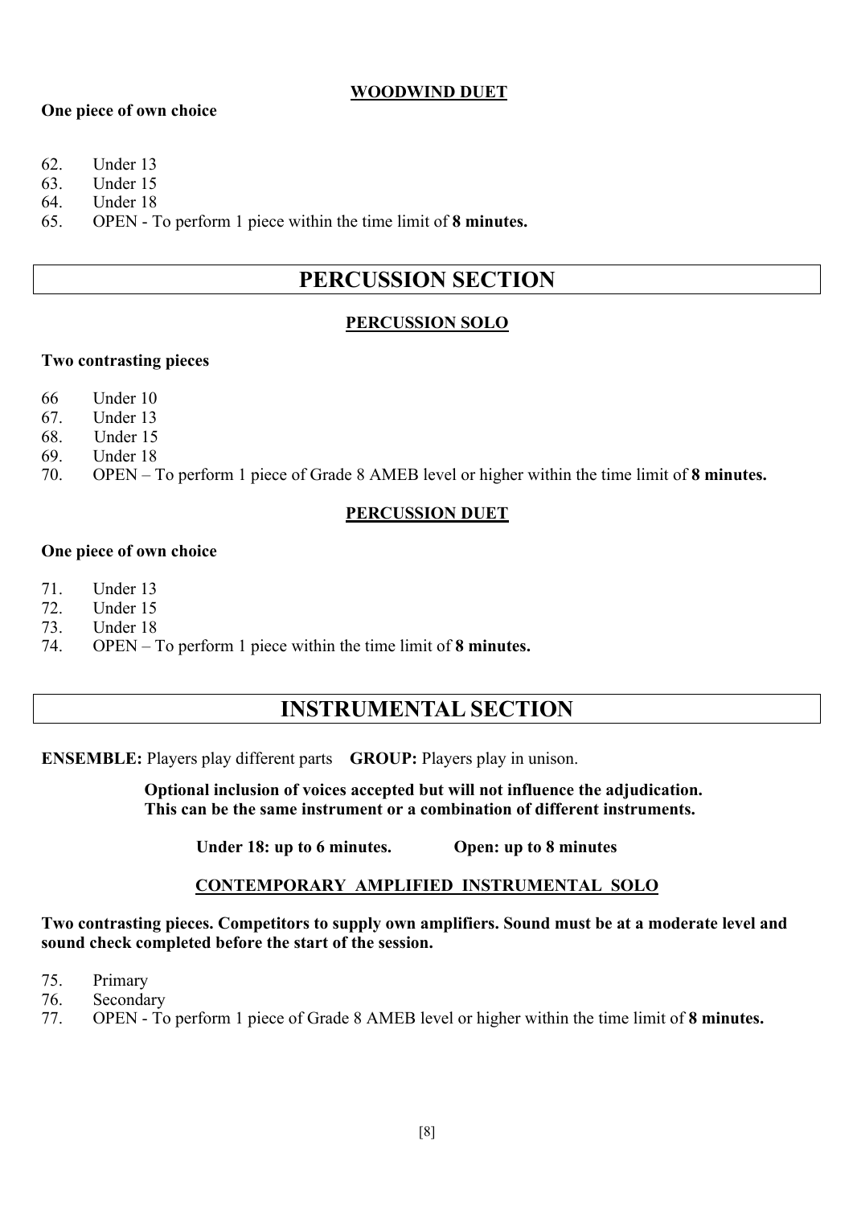### WOODWIND DUET

**One piece of own choice**

62. Under 13
63. Under 15
64. Under 18
65. OPEN - To perform 1 piece within the time limit of **8 minutes.**

## PERCUSSION SECTION

### PERCUSSION SOLO

**Two contrasting pieces**

66 Under 10
67. Under 13
68. Under 15
69. Under 18
70. OPEN – To perform 1 piece of Grade 8 AMEB level or higher within the time limit of **8 minutes.**

### PERCUSSION DUET

**One piece of own choice**

71. Under 13
72. Under 15
73. Under 18
74. OPEN – To perform 1 piece within the time limit of **8 minutes.**

## INSTRUMENTAL SECTION

**ENSEMBLE:** Players play different parts **GROUP:** Players play in unison.

**Optional inclusion of voices accepted but will not influence the adjudication.**
**This can be the same instrument or a combination of different instruments.**

**Under 18: up to 6 minutes. Open: up to 8 minutes**

### CONTEMPORARY AMPLIFIED INSTRUMENTAL SOLO

**Two contrasting pieces. Competitors to supply own amplifiers. Sound must be at a moderate level and sound check completed before the start of the session.**

75. Primary
76. Secondary
77. OPEN - To perform 1 piece of Grade 8 AMEB level or higher within the time limit of **8 minutes.**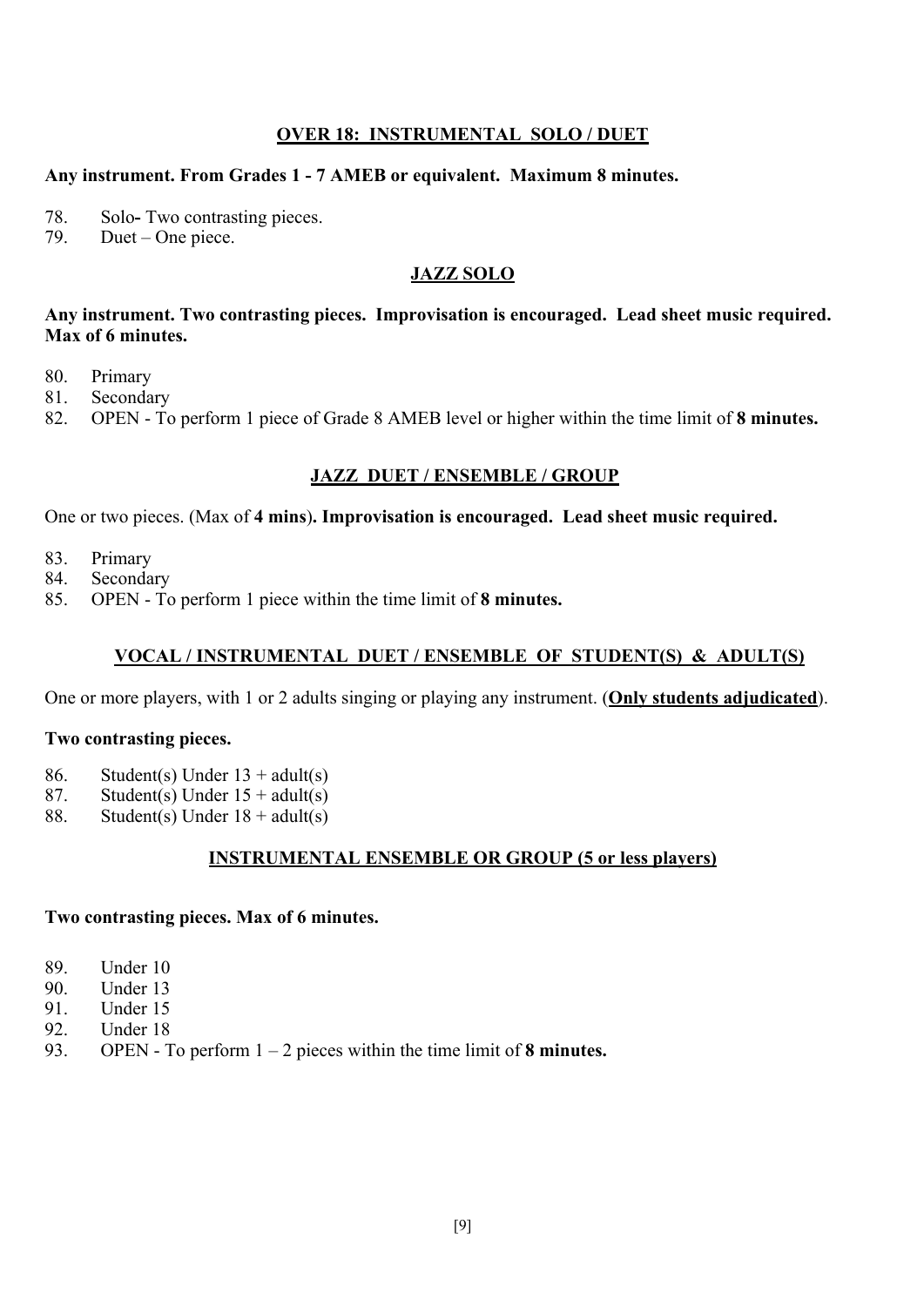## OVER 18: INSTRUMENTAL SOLO / DUET

**Any instrument. From Grades 1 - 7 AMEB or equivalent. Maximum 8 minutes.**

78. Solo**-** Two contrasting pieces.
79. Duet – One piece.

## JAZZ SOLO

**Any instrument. Two contrasting pieces. Improvisation is encouraged. Lead sheet music required. Max of 6 minutes.**

80. Primary
81. Secondary
82. OPEN - To perform 1 piece of Grade 8 AMEB level or higher within the time limit of **8 minutes.**

## JAZZ DUET / ENSEMBLE / GROUP

One or two pieces. (Max of **4 mins**)**. Improvisation is encouraged. Lead sheet music required.**

83. Primary
84. Secondary
85. OPEN - To perform 1 piece within the time limit of **8 minutes.**

## VOCAL / INSTRUMENTAL DUET / ENSEMBLE OF STUDENT(S) & ADULT(S)

One or more players, with 1 or 2 adults singing or playing any instrument. (**Only students adjudicated**).

**Two contrasting pieces.**

86. Student(s) Under 13 + adult(s)
87. Student(s) Under 15 + adult(s)
88. Student(s) Under 18 + adult(s)

## INSTRUMENTAL ENSEMBLE OR GROUP (5 or less players)

**Two contrasting pieces. Max of 6 minutes.**

89. Under 10
90. Under 13
91. Under 15
92. Under 18
93. OPEN - To perform 1 – 2 pieces within the time limit of **8 minutes.**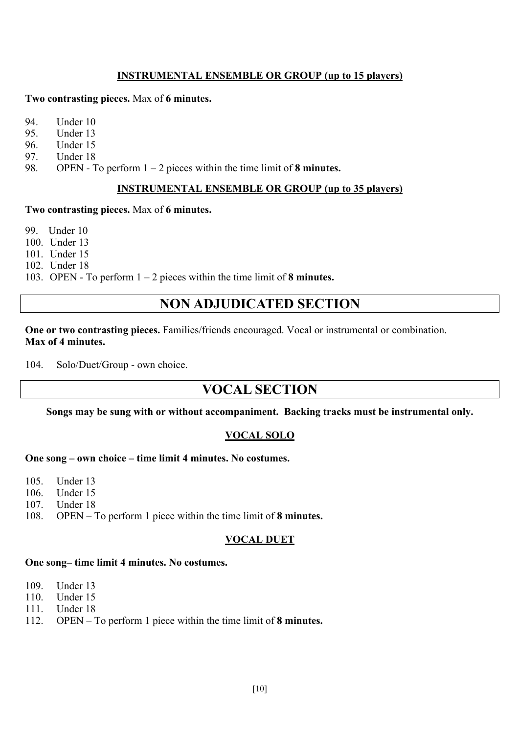### INSTRUMENTAL ENSEMBLE OR GROUP (up to 15 players)

**Two contrasting pieces.** Max of **6 minutes.**

94. Under 10
95. Under 13
96. Under 15
97. Under 18
98. OPEN - To perform 1 – 2 pieces within the time limit of **8 minutes.**

### INSTRUMENTAL ENSEMBLE OR GROUP (up to 35 players)

**Two contrasting pieces.** Max of **6 minutes.**

99. Under 10
100. Under 13
101. Under 15
102. Under 18
103. OPEN - To perform 1 – 2 pieces within the time limit of **8 minutes.**

## NON ADJUDICATED SECTION

**One or two contrasting pieces.** Families/friends encouraged. Vocal or instrumental or combination. **Max of 4 minutes.**

104. Solo/Duet/Group - own choice.

## VOCAL SECTION

**Songs may be sung with or without accompaniment. Backing tracks must be instrumental only.**

### VOCAL SOLO

**One song – own choice – time limit 4 minutes. No costumes.**

105. Under 13
106. Under 15
107. Under 18
108. OPEN – To perform 1 piece within the time limit of **8 minutes.**

### VOCAL DUET

**One song– time limit 4 minutes. No costumes.**

109. Under 13
110. Under 15
111. Under 18
112. OPEN – To perform 1 piece within the time limit of **8 minutes.**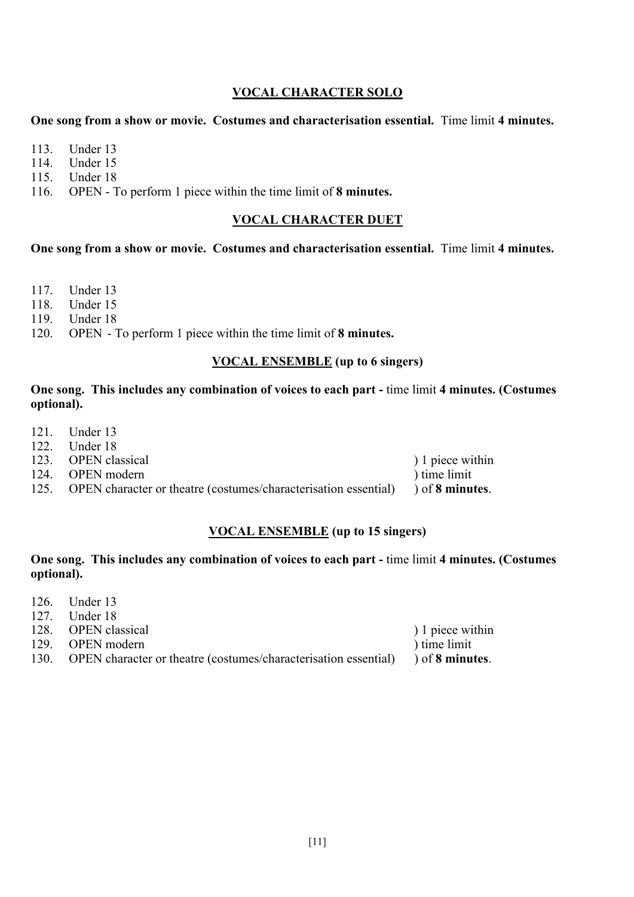## VOCAL CHARACTER SOLO

**One song from a show or movie. Costumes and characterisation essential.** Time limit **4 minutes.**

113. Under 13
114. Under 15
115. Under 18
116. OPEN - To perform 1 piece within the time limit of **8 minutes.**

## VOCAL CHARACTER DUET

**One song from a show or movie. Costumes and characterisation essential.** Time limit **4 minutes.**

117. Under 13
118. Under 15
119. Under 18
120. OPEN - To perform 1 piece within the time limit of **8 minutes.**

## VOCAL ENSEMBLE (up to 6 singers)

**One song. This includes any combination of voices to each part -** time limit **4 minutes. (Costumes optional).**

121. Under 13
122. Under 18
123. OPEN classical ) 1 piece within
124. OPEN modern ) time limit
125. OPEN character or theatre (costumes/characterisation essential) ) of **8 minutes**.

## VOCAL ENSEMBLE (up to 15 singers)

**One song. This includes any combination of voices to each part -** time limit **4 minutes. (Costumes optional).**

126. Under 13
127. Under 18
128. OPEN classical ) 1 piece within
129. OPEN modern ) time limit
130. OPEN character or theatre (costumes/characterisation essential) ) of **8 minutes**.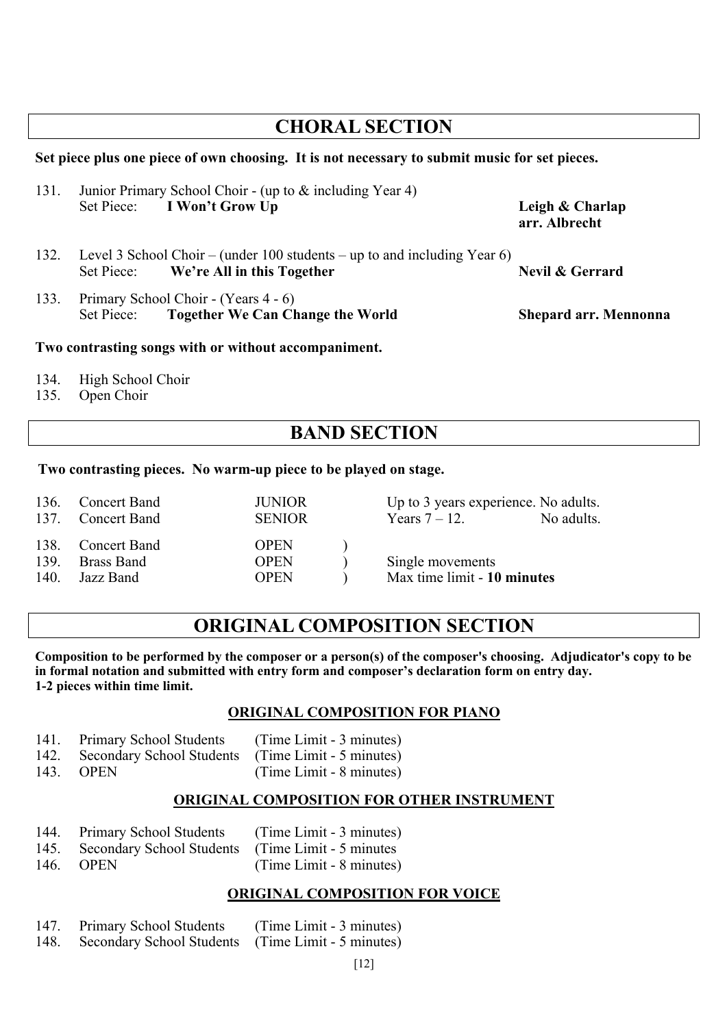# CHORAL SECTION

**Set piece plus one piece of own choosing. It is not necessary to submit music for set pieces.**

131. Junior Primary School Choir - (up to & including Year 4)
Set Piece: **I Won't Grow Up** — **Leigh & Charlap arr. Albrecht**

132. Level 3 School Choir – (under 100 students – up to and including Year 6)
Set Piece: **We're All in this Together** — **Nevil & Gerrard**

133. Primary School Choir - (Years 4 - 6)
Set Piece: **Together We Can Change the World** — **Shepard arr. Mennonna**

**Two contrasting songs with or without accompaniment.**

134. High School Choir
135. Open Choir

# BAND SECTION

**Two contrasting pieces. No warm-up piece to be played on stage.**

| | | | |
|---|---|---|---|
| 136. | Concert Band | JUNIOR | Up to 3 years experience. No adults. |
| 137. | Concert Band | SENIOR | Years 7 – 12. No adults. |
| 138. | Concert Band | OPEN | Single movements |
| 139. | Brass Band | OPEN | Max time limit - **10 minutes** |
| 140. | Jazz Band | OPEN | |

# ORIGINAL COMPOSITION SECTION

**Composition to be performed by the composer or a person(s) of the composer's choosing. Adjudicator's copy to be in formal notation and submitted with entry form and composer's declaration form on entry day.**
**1-2 pieces within time limit.**

## ORIGINAL COMPOSITION FOR PIANO

141. Primary School Students (Time Limit - 3 minutes)
142. Secondary School Students (Time Limit - 5 minutes)
143. OPEN (Time Limit - 8 minutes)

## ORIGINAL COMPOSITION FOR OTHER INSTRUMENT

144. Primary School Students (Time Limit - 3 minutes)
145. Secondary School Students (Time Limit - 5 minutes
146. OPEN (Time Limit - 8 minutes)

## ORIGINAL COMPOSITION FOR VOICE

147. Primary School Students (Time Limit - 3 minutes)
148. Secondary School Students (Time Limit - 5 minutes)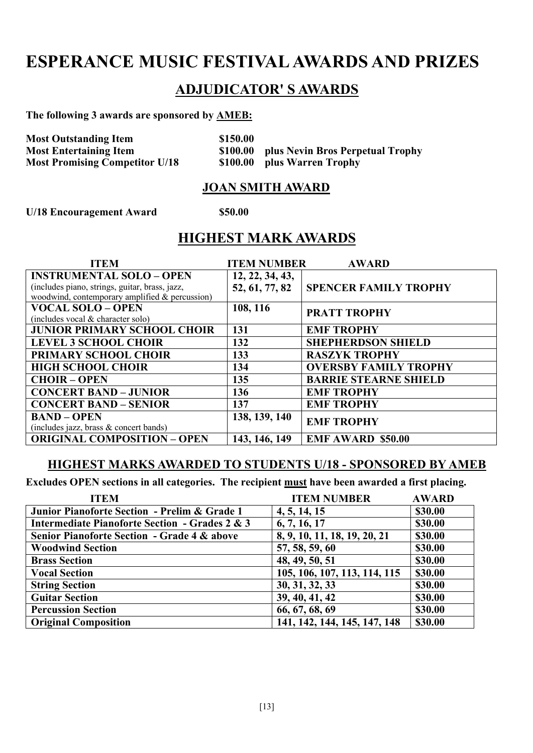# ESPERANCE MUSIC FESTIVAL AWARDS AND PRIZES

## ADJUDICATOR'S AWARDS

**The following 3 awards are sponsored by AMEB:**

| | | |
|---|---|---|
| **Most Outstanding Item** | **$150.00** | |
| **Most Entertaining Item** | **$100.00** | **plus Nevin Bros Perpetual Trophy** |
| **Most Promising Competitor U/18** | **$100.00** | **plus Warren Trophy** |

### JOAN SMITH AWARD

**U/18 Encouragement Award** **$50.00**

## HIGHEST MARK AWARDS

| ITEM | ITEM NUMBER | AWARD |
|---|---|---|
| **INSTRUMENTAL SOLO – OPEN** (includes piano, strings, guitar, brass, jazz, woodwind, contemporary amplified & percussion) | 12, 22, 34, 43, 52, 61, 77, 82 | SPENCER FAMILY TROPHY |
| **VOCAL SOLO – OPEN** (includes vocal & character solo) | 108, 116 | PRATT TROPHY |
| **JUNIOR PRIMARY SCHOOL CHOIR** | 131 | EMF TROPHY |
| **LEVEL 3 SCHOOL CHOIR** | 132 | SHEPHERDSON SHIELD |
| **PRIMARY SCHOOL CHOIR** | 133 | RASZYK TROPHY |
| **HIGH SCHOOL CHOIR** | 134 | OVERSBY FAMILY TROPHY |
| **CHOIR – OPEN** | 135 | BARRIE STEARNE SHIELD |
| **CONCERT BAND – JUNIOR** | 136 | EMF TROPHY |
| **CONCERT BAND – SENIOR** | 137 | EMF TROPHY |
| **BAND – OPEN** (includes jazz, brass & concert bands) | 138, 139, 140 | EMF TROPHY |
| **ORIGINAL COMPOSITION – OPEN** | 143, 146, 149 | EMF AWARD $50.00 |

### HIGHEST MARKS AWARDED TO STUDENTS U/18 - SPONSORED BY AMEB

**Excludes OPEN sections in all categories. The recipient must have been awarded a first placing.**

| ITEM | ITEM NUMBER | AWARD |
|---|---|---|
| Junior Pianoforte Section - Prelim & Grade 1 | 4, 5, 14, 15 | $30.00 |
| Intermediate Pianoforte Section - Grades 2 & 3 | 6, 7, 16, 17 | $30.00 |
| Senior Pianoforte Section - Grade 4 & above | 8, 9, 10, 11, 18, 19, 20, 21 | $30.00 |
| Woodwind Section | 57, 58, 59, 60 | $30.00 |
| Brass Section | 48, 49, 50, 51 | $30.00 |
| Vocal Section | 105, 106, 107, 113, 114, 115 | $30.00 |
| String Section | 30, 31, 32, 33 | $30.00 |
| Guitar Section | 39, 40, 41, 42 | $30.00 |
| Percussion Section | 66, 67, 68, 69 | $30.00 |
| Original Composition | 141, 142, 144, 145, 147, 148 | $30.00 |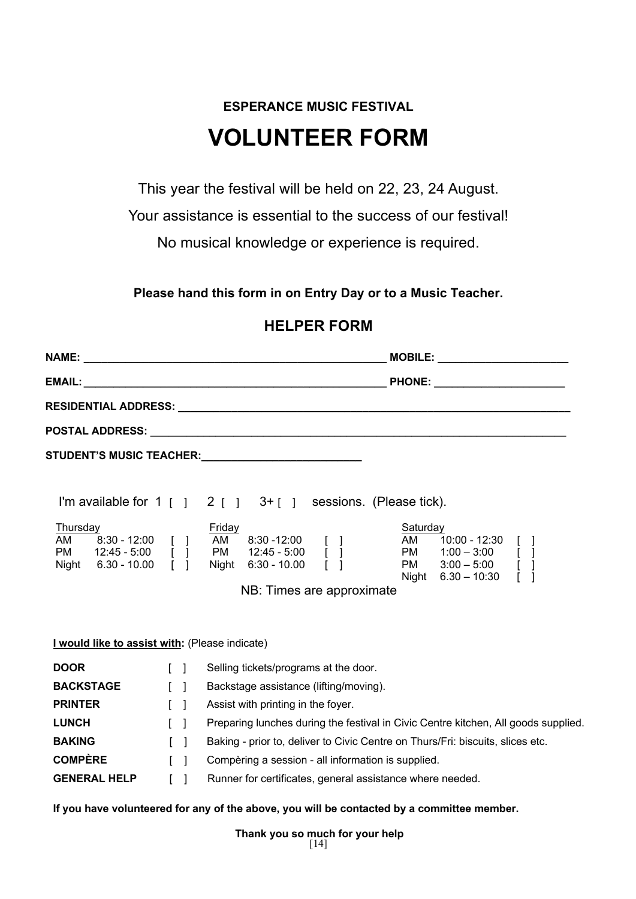**ESPERANCE MUSIC FESTIVAL**

# VOLUNTEER FORM

This year the festival will be held on 22, 23, 24 August.

Your assistance is essential to the success of our festival!

No musical knowledge or experience is required.

**Please hand this form in on Entry Day or to a Music Teacher.**

## HELPER FORM

**NAME:** ________________________________________________ **MOBILE:** ____________________

**EMAIL:** ________________________________________________ **PHONE:** ____________________

**RESIDENTIAL ADDRESS:** ______________________________________________________________

**POSTAL ADDRESS:** _________________________________________________________________

**STUDENT'S MUSIC TEACHER:** ________________________

I'm available for 1 [ ] 2 [ ] 3+ [ ] sessions. (Please tick).

| Thursday | | | Friday | | | Saturday | | |
|---|---|---|---|---|---|---|---|---|
| AM | 8:30 - 12:00 | [ ] | AM | 8:30 -12:00 | [ ] | AM | 10:00 - 12:30 | [ ] |
| PM | 12:45 - 5:00 | [ ] | PM | 12:45 - 5:00 | [ ] | PM | 1:00 – 3:00 | [ ] |
| Night | 6.30 - 10.00 | [ ] | Night | 6:30 - 10.00 | [ ] | PM | 3:00 – 5:00 | [ ] |
| | | | | | | Night | 6.30 – 10:30 | [ ] |

NB: Times are approximate

**I would like to assist with:** (Please indicate)

| | | |
|---|---|---|
| **DOOR** | [ ] | Selling tickets/programs at the door. |
| **BACKSTAGE** | [ ] | Backstage assistance (lifting/moving). |
| **PRINTER** | [ ] | Assist with printing in the foyer. |
| **LUNCH** | [ ] | Preparing lunches during the festival in Civic Centre kitchen, All goods supplied. |
| **BAKING** | [ ] | Baking - prior to, deliver to Civic Centre on Thurs/Fri: biscuits, slices etc. |
| **COMPÈRE** | [ ] | Compèring a session - all information is supplied. |
| **GENERAL HELP** | [ ] | Runner for certificates, general assistance where needed. |

**If you have volunteered for any of the above, you will be contacted by a committee member.**

**Thank you so much for your help**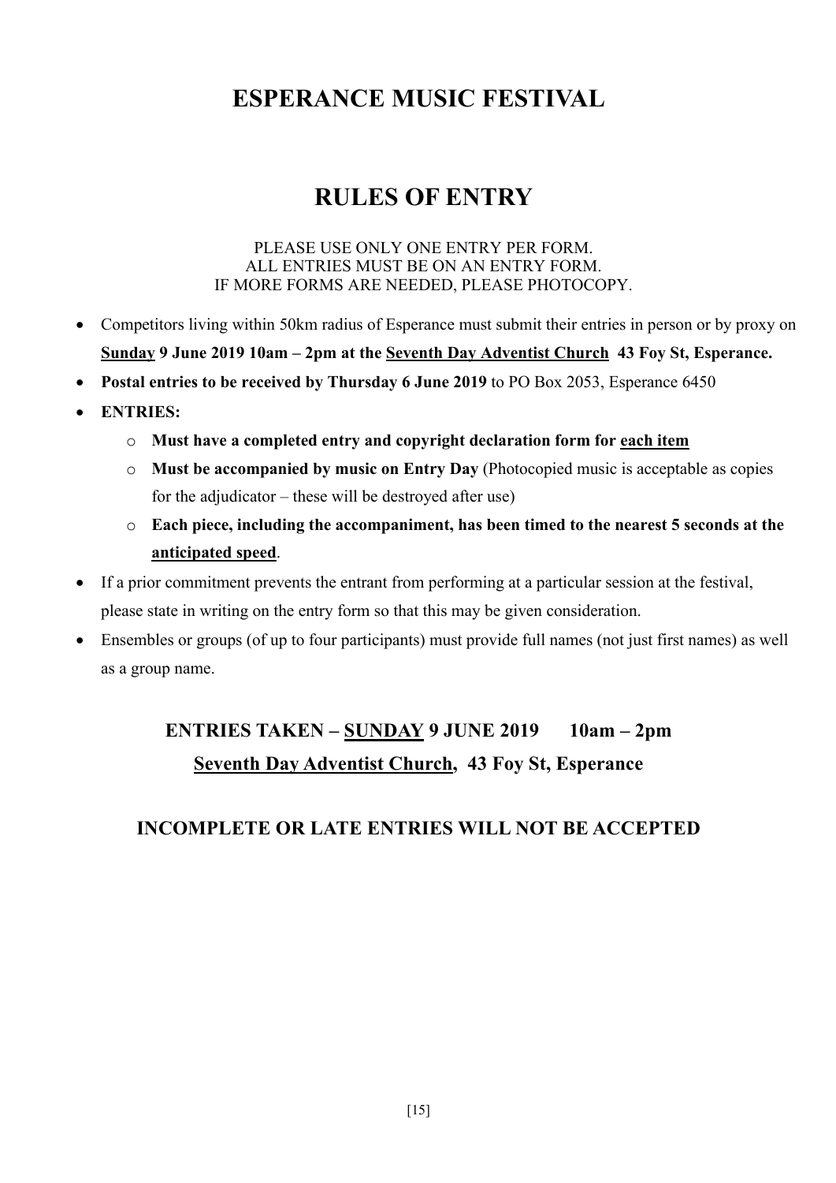# ESPERANCE MUSIC FESTIVAL

## RULES OF ENTRY

PLEASE USE ONLY ONE ENTRY PER FORM.
ALL ENTRIES MUST BE ON AN ENTRY FORM.
IF MORE FORMS ARE NEEDED, PLEASE PHOTOCOPY.

- Competitors living within 50km radius of Esperance must submit their entries in person or by proxy on **Sunday 9 June 2019 10am – 2pm at the Seventh Day Adventist Church 43 Foy St, Esperance.**
- **Postal entries to be received by Thursday 6 June 2019** to PO Box 2053, Esperance 6450
- **ENTRIES:**
  - **Must have a completed entry and copyright declaration form for each item**
  - **Must be accompanied by music on Entry Day** (Photocopied music is acceptable as copies for the adjudicator – these will be destroyed after use)
  - **Each piece, including the accompaniment, has been timed to the nearest 5 seconds at the anticipated speed**.
- If a prior commitment prevents the entrant from performing at a particular session at the festival, please state in writing on the entry form so that this may be given consideration.
- Ensembles or groups (of up to four participants) must provide full names (not just first names) as well as a group name.

### ENTRIES TAKEN – SUNDAY 9 JUNE 2019 10am – 2pm
### Seventh Day Adventist Church, 43 Foy St, Esperance

### INCOMPLETE OR LATE ENTRIES WILL NOT BE ACCEPTED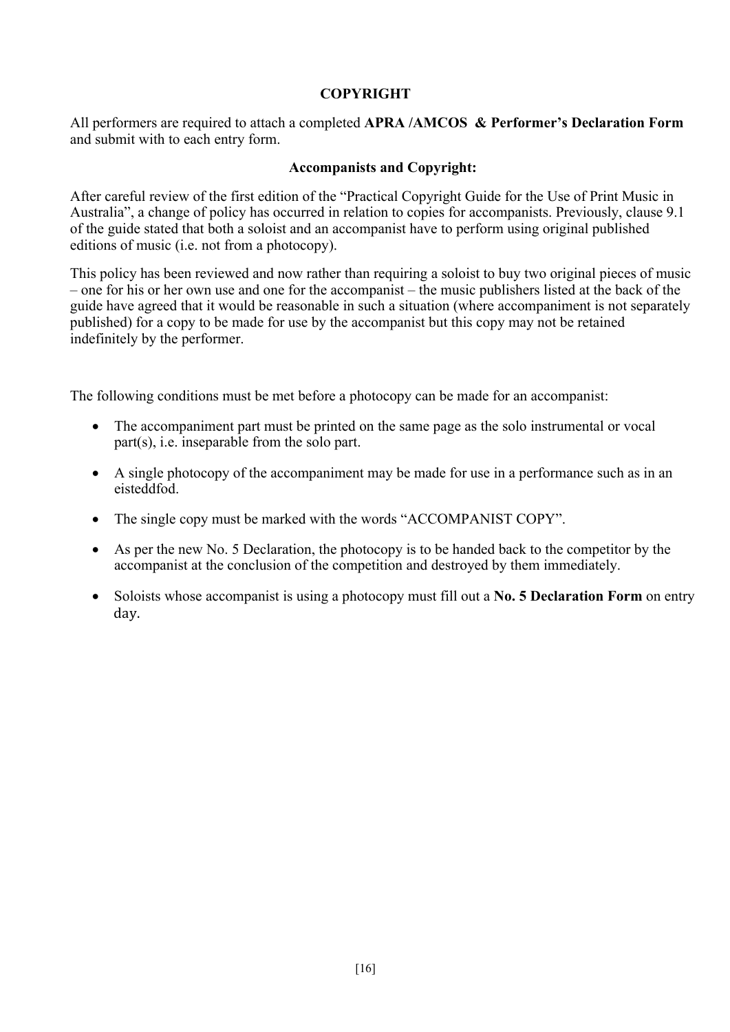# COPYRIGHT

All performers are required to attach a completed **APRA /AMCOS & Performer's Declaration Form** and submit with to each entry form.

### Accompanists and Copyright:

After careful review of the first edition of the "Practical Copyright Guide for the Use of Print Music in Australia", a change of policy has occurred in relation to copies for accompanists. Previously, clause 9.1 of the guide stated that both a soloist and an accompanist have to perform using original published editions of music (i.e. not from a photocopy).

This policy has been reviewed and now rather than requiring a soloist to buy two original pieces of music – one for his or her own use and one for the accompanist – the music publishers listed at the back of the guide have agreed that it would be reasonable in such a situation (where accompaniment is not separately published) for a copy to be made for use by the accompanist but this copy may not be retained indefinitely by the performer.

The following conditions must be met before a photocopy can be made for an accompanist:

- The accompaniment part must be printed on the same page as the solo instrumental or vocal part(s), i.e. inseparable from the solo part.
- A single photocopy of the accompaniment may be made for use in a performance such as in an eisteddfod.
- The single copy must be marked with the words "ACCOMPANIST COPY".
- As per the new No. 5 Declaration, the photocopy is to be handed back to the competitor by the accompanist at the conclusion of the competition and destroyed by them immediately.
- Soloists whose accompanist is using a photocopy must fill out a **No. 5 Declaration Form** on entry day.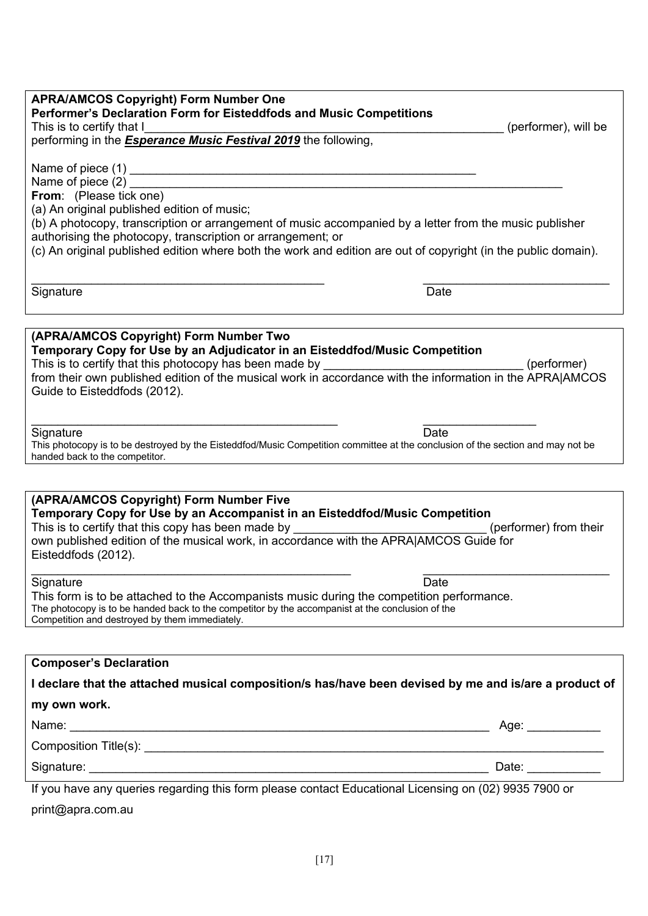**APRA/AMCOS Copyright) Form Number One**
**Performer's Declaration Form for Eisteddfods and Music Competitions**

This is to certify that I\_\_\_\_\_\_\_\_\_\_\_\_\_\_\_\_\_\_\_\_\_\_\_\_\_\_\_\_\_\_\_\_\_\_\_\_\_\_\_\_\_\_\_\_\_\_\_\_\_\_\_\_\_\_\_\_\_ (performer), will be performing in the ***Esperance Music Festival 2019*** the following,

Name of piece (1) \_\_\_\_\_\_\_\_\_\_\_\_\_\_\_\_\_\_\_\_\_\_\_\_\_\_\_\_\_\_\_\_\_\_\_\_\_\_\_\_\_\_\_\_\_\_\_\_\_\_\_\_

Name of piece (2) \_\_\_\_\_\_\_\_\_\_\_\_\_\_\_\_\_\_\_\_\_\_\_\_\_\_\_\_\_\_\_\_\_\_\_\_\_\_\_\_\_\_\_\_\_\_\_\_\_\_\_\_\_\_\_\_\_\_\_\_\_\_\_\_

**From**: (Please tick one)

(a) An original published edition of music;

(b) A photocopy, transcription or arrangement of music accompanied by a letter from the music publisher authorising the photocopy, transcription or arrangement; or

(c) An original published edition where both the work and edition are out of copyright (in the public domain).

\_\_\_\_\_\_\_\_\_\_\_\_\_\_\_\_\_\_\_\_\_\_\_\_\_\_\_\_\_\_\_\_\_\_\_\_\_\_\_\_\_\_\_\_ \_\_\_\_\_\_\_\_\_\_\_\_\_\_\_\_\_\_\_\_\_\_\_\_\_\_\_\_\_\_

Signature Date

**(APRA/AMCOS Copyright) Form Number Two**
**Temporary Copy for Use by an Adjudicator in an Eisteddfod/Music Competition**

This is to certify that this photocopy has been made by \_\_\_\_\_\_\_\_\_\_\_\_\_\_\_\_\_\_\_\_\_\_\_\_\_\_\_\_\_\_ (performer) from their own published edition of the musical work in accordance with the information in the APRA|AMCOS Guide to Eisteddfods (2012).

\_\_\_\_\_\_\_\_\_\_\_\_\_\_\_\_\_\_\_\_\_\_\_\_\_\_\_\_\_\_\_\_\_\_\_\_\_\_\_\_\_\_\_\_\_\_ \_\_\_\_\_\_\_\_\_\_\_\_\_\_\_\_\_

Signature Date

This photocopy is to be destroyed by the Eisteddfod/Music Competition committee at the conclusion of the section and may not be handed back to the competitor.

**(APRA/AMCOS Copyright) Form Number Five**
**Temporary Copy for Use by an Accompanist in an Eisteddfod/Music Competition**

This is to certify that this copy has been made by \_\_\_\_\_\_\_\_\_\_\_\_\_\_\_\_\_\_\_\_\_\_\_\_\_\_\_\_\_\_ (performer) from their own published edition of the musical work, in accordance with the APRA|AMCOS Guide for Eisteddfods (2012).

\_\_\_\_\_\_\_\_\_\_\_\_\_\_\_\_\_\_\_\_\_\_\_\_\_\_\_\_\_\_\_\_\_\_\_\_\_\_\_\_\_\_\_\_\_\_\_\_\_ \_\_\_\_\_\_\_\_\_\_\_\_\_\_\_\_\_\_\_\_\_\_\_\_\_\_\_\_\_\_

Signature Date

This form is to be attached to the Accompanists music during the competition performance.

The photocopy is to be handed back to the competitor by the accompanist at the conclusion of the Competition and destroyed by them immediately.

**Composer's Declaration**

**I declare that the attached musical composition/s has/have been devised by me and is/are a product of my own work.**

Name: \_\_\_\_\_\_\_\_\_\_\_\_\_\_\_\_\_\_\_\_\_\_\_\_\_\_\_\_\_\_\_\_\_\_\_\_\_\_\_\_\_\_\_\_\_\_\_\_\_\_\_\_\_\_\_\_\_\_\_\_\_\_\_\_\_\_ Age: \_\_\_\_\_\_\_\_\_\_\_

Composition Title(s): \_\_\_\_\_\_\_\_\_\_\_\_\_\_\_\_\_\_\_\_\_\_\_\_\_\_\_\_\_\_\_\_\_\_\_\_\_\_\_\_\_\_\_\_\_\_\_\_\_\_\_\_\_\_\_\_\_\_\_\_\_\_\_\_\_\_\_\_\_\_\_

Signature: \_\_\_\_\_\_\_\_\_\_\_\_\_\_\_\_\_\_\_\_\_\_\_\_\_\_\_\_\_\_\_\_\_\_\_\_\_\_\_\_\_\_\_\_\_\_\_\_\_\_\_\_\_\_\_\_\_\_\_\_\_\_\_ Date: \_\_\_\_\_\_\_\_\_\_\_

If you have any queries regarding this form please contact Educational Licensing on (02) 9935 7900 or print@apra.com.au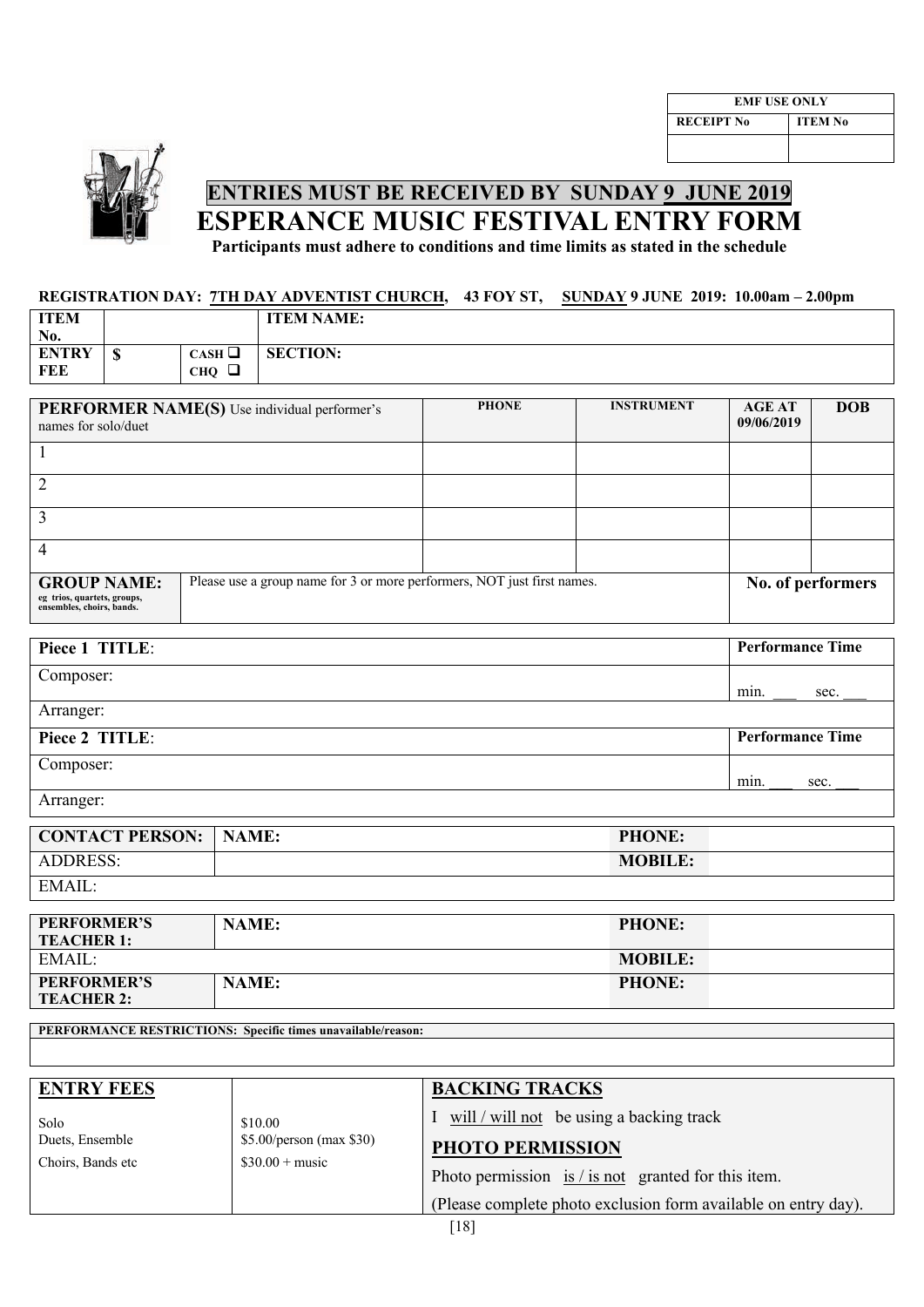| EMF USE ONLY | |
|---|---|
| RECEIPT No | ITEM No |
| | |

**ENTRIES MUST BE RECEIVED BY SUNDAY 9 JUNE 2019**

# ESPERANCE MUSIC FESTIVAL ENTRY FORM

**Participants must adhere to conditions and time limits as stated in the schedule**

**REGISTRATION DAY: 7TH DAY ADVENTIST CHURCH, 43 FOY ST, SUNDAY 9 JUNE 2019: 10.00am – 2.00pm**

| | | | |
|---|---|---|---|
| **ITEM No.** | | | **ITEM NAME:** |
| **ENTRY FEE** | **$** | CASH ❑ CHQ ❑ | **SECTION:** |

| **PERFORMER NAME(S)** Use individual performer's names for solo/duet | PHONE | INSTRUMENT | AGE AT 09/06/2019 | DOB |
|---|---|---|---|---|
| 1 | | | | |
| 2 | | | | |
| 3 | | | | |
| 4 | | | | |
| **GROUP NAME:** eg trios, quartets, groups, ensembles, choirs, bands. | Please use a group name for 3 or more performers, NOT just first names. | | **No. of performers** | |

| | |
|---|---|
| **Piece 1 TITLE**: | **Performance Time** |
| Composer: | min. ___ sec. ___ |
| Arranger: | |
| **Piece 2 TITLE**: | **Performance Time** |
| Composer: | min. ___ sec. ___ |
| Arranger: | |

| | | | |
|---|---|---|---|
| **CONTACT PERSON:** | **NAME:** | **PHONE:** | |
| ADDRESS: | | **MOBILE:** | |
| EMAIL: | | | |

| | | | |
|---|---|---|---|
| **PERFORMER'S TEACHER 1:** | **NAME:** | **PHONE:** | |
| EMAIL: | | **MOBILE:** | |
| **PERFORMER'S TEACHER 2:** | **NAME:** | **PHONE:** | |

**PERFORMANCE RESTRICTIONS: Specific times unavailable/reason:**

| **ENTRY FEES** | | |
|---|---|---|
| Solo | $10.00 | |
| Duets, Ensemble | $5.00/person (max $30) | |
| Choirs, Bands etc | $30.00 + music | |

**BACKING TRACKS**

I will / will not be using a backing track

**PHOTO PERMISSION**

Photo permission is / is not granted for this item.

(Please complete photo exclusion form available on entry day).